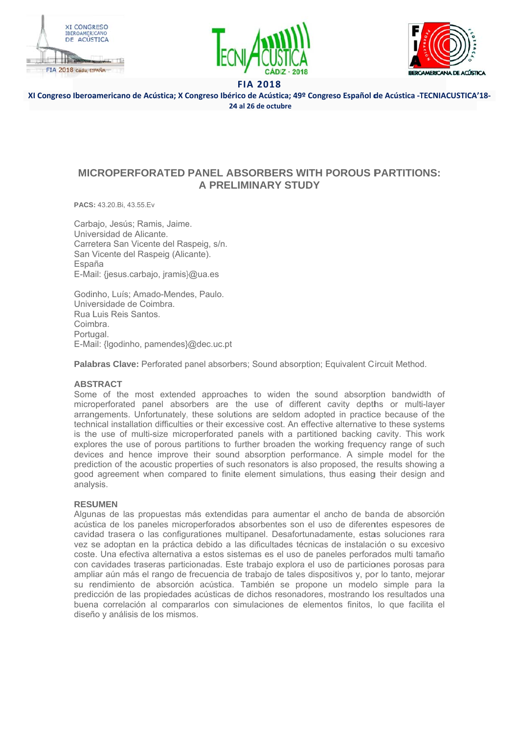FIA 2018

XI Congreso Iberoamericano de Acústica; X Congreso Ibérico de Acústica; 49º Congreso Español de Acústica -TECNIACUSTICA'18-
24 al 26 de octubre

# MICROPERFORATED PANEL ABSORBERS WITH POROUS PARTITIONS: A PRELIMINARY STUDY

**PACS:** 43.20.Bi, 43.55.Ev

Carbajo, Jesús; Ramis, Jaime.
Universidad de Alicante.
Carretera San Vicente del Raspeig, s/n.
San Vicente del Raspeig (Alicante).
España
E-Mail: {jesus.carbajo, jramis}@ua.es

Godinho, Luís; Amado-Mendes, Paulo.
Universidade de Coimbra.
Rua Luis Reis Santos.
Coimbra.
Portugal.
E-Mail: {lgodinho, pamendes}@dec.uc.pt

**Palabras Clave:** Perforated panel absorbers; Sound absorption; Equivalent Circuit Method.

## ABSTRACT

Some of the most extended approaches to widen the sound absorption bandwidth of microperforated panel absorbers are the use of different cavity depths or multi-layer arrangements. Unfortunately, these solutions are seldom adopted in practice because of the technical installation difficulties or their excessive cost. An effective alternative to these systems is the use of multi-size microperforated panels with a partitioned backing cavity. This work explores the use of porous partitions to further broaden the working frequency range of such devices and hence improve their sound absorption performance. A simple model for the prediction of the acoustic properties of such resonators is also proposed, the results showing a good agreement when compared to finite element simulations, thus easing their design and analysis.

## RESUMEN

Algunas de las propuestas más extendidas para aumentar el ancho de banda de absorción acústica de los paneles microperforados absorbentes son el uso de diferentes espesores de cavidad trasera o las configurationes multipanel. Desafortunadamente, estas soluciones rara vez se adoptan en la práctica debido a las dificultades técnicas de instalación o su excesivo coste. Una efectiva alternativa a estos sistemas es el uso de paneles perforados multi tamaño con cavidades traseras particionadas. Este trabajo explora el uso de particiones porosas para ampliar aún más el rango de frecuencia de trabajo de tales dispositivos y, por lo tanto, mejorar su rendimiento de absorción acústica. También se propone un modelo simple para la predicción de las propiedades acústicas de dichos resonadores, mostrando los resultados una buena correlación al compararlos con simulaciones de elementos finitos, lo que facilita el diseño y análisis de los mismos.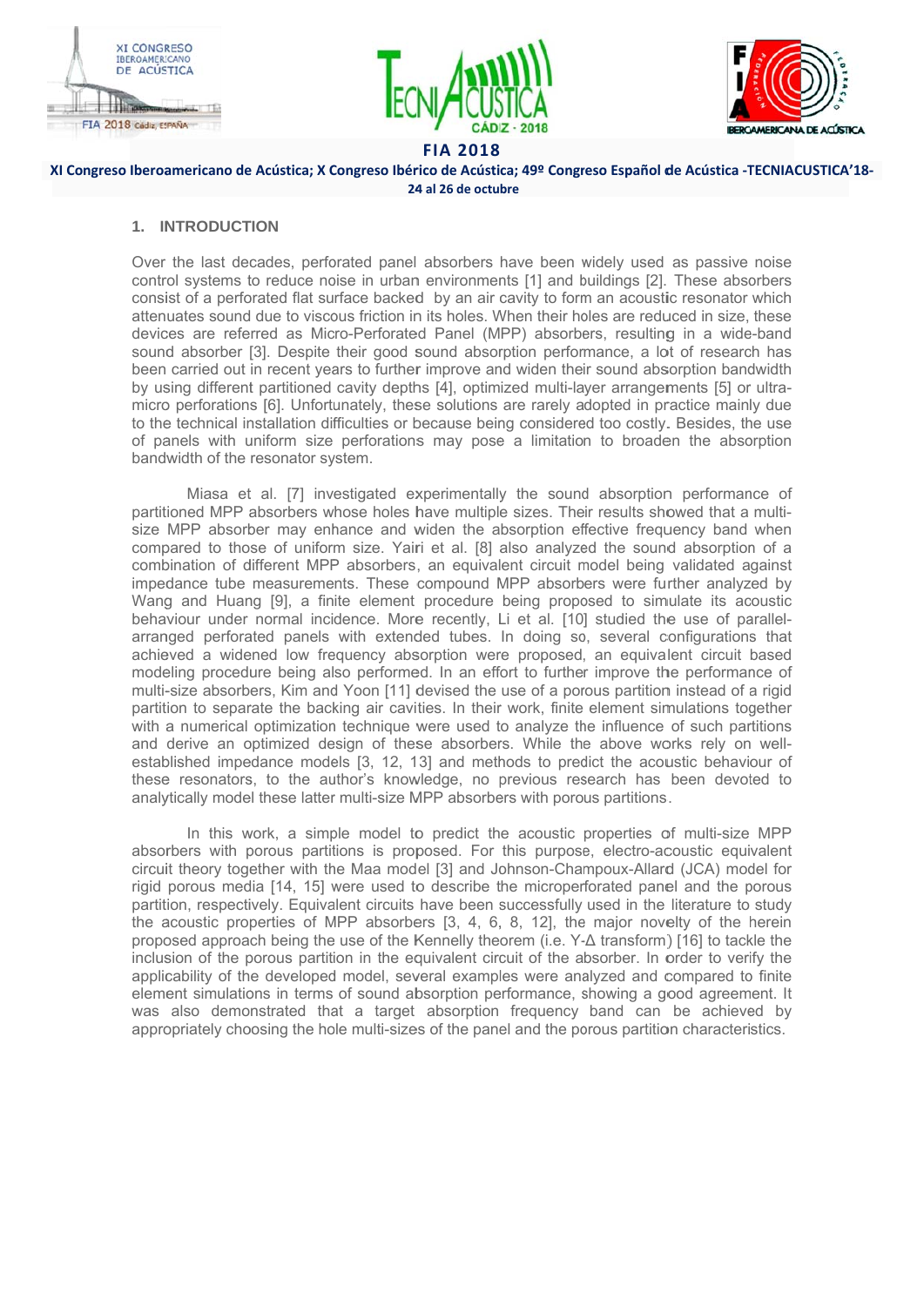## 1. INTRODUCTION

Over the last decades, perforated panel absorbers have been widely used as passive noise control systems to reduce noise in urban environments [1] and buildings [2]. These absorbers consist of a perforated flat surface backed by an air cavity to form an acoustic resonator which attenuates sound due to viscous friction in its holes. When their holes are reduced in size, these devices are referred as Micro-Perforated Panel (MPP) absorbers, resulting in a wide-band sound absorber [3]. Despite their good sound absorption performance, a lot of research has been carried out in recent years to further improve and widen their sound absorption bandwidth by using different partitioned cavity depths [4], optimized multi-layer arrangements [5] or ultra-micro perforations [6]. Unfortunately, these solutions are rarely adopted in practice mainly due to the technical installation difficulties or because being considered too costly. Besides, the use of panels with uniform size perforations may pose a limitation to broaden the absorption bandwidth of the resonator system.

Miasa et al. [7] investigated experimentally the sound absorption performance of partitioned MPP absorbers whose holes have multiple sizes. Their results showed that a multi-size MPP absorber may enhance and widen the absorption effective frequency band when compared to those of uniform size. Yairi et al. [8] also analyzed the sound absorption of a combination of different MPP absorbers, an equivalent circuit model being validated against impedance tube measurements. These compound MPP absorbers were further analyzed by Wang and Huang [9], a finite element procedure being proposed to simulate its acoustic behaviour under normal incidence. More recently, Li et al. [10] studied the use of parallel-arranged perforated panels with extended tubes. In doing so, several configurations that achieved a widened low frequency absorption were proposed, an equivalent circuit based modeling procedure being also performed. In an effort to further improve the performance of multi-size absorbers, Kim and Yoon [11] devised the use of a porous partition instead of a rigid partition to separate the backing air cavities. In their work, finite element simulations together with a numerical optimization technique were used to analyze the influence of such partitions and derive an optimized design of these absorbers. While the above works rely on well-established impedance models [3, 12, 13] and methods to predict the acoustic behaviour of these resonators, to the author's knowledge, no previous research has been devoted to analytically model these latter multi-size MPP absorbers with porous partitions.

In this work, a simple model to predict the acoustic properties of multi-size MPP absorbers with porous partitions is proposed. For this purpose, electro-acoustic equivalent circuit theory together with the Maa model [3] and Johnson-Champoux-Allard (JCA) model for rigid porous media [14, 15] were used to describe the microperforated panel and the porous partition, respectively. Equivalent circuits have been successfully used in the literature to study the acoustic properties of MPP absorbers [3, 4, 6, 8, 12], the major novelty of the herein proposed approach being the use of the Kennelly theorem (i.e. Y-Δ transform) [16] to tackle the inclusion of the porous partition in the equivalent circuit of the absorber. In order to verify the applicability of the developed model, several examples were analyzed and compared to finite element simulations in terms of sound absorption performance, showing a good agreement. It was also demonstrated that a target absorption frequency band can be achieved by appropriately choosing the hole multi-sizes of the panel and the porous partition characteristics.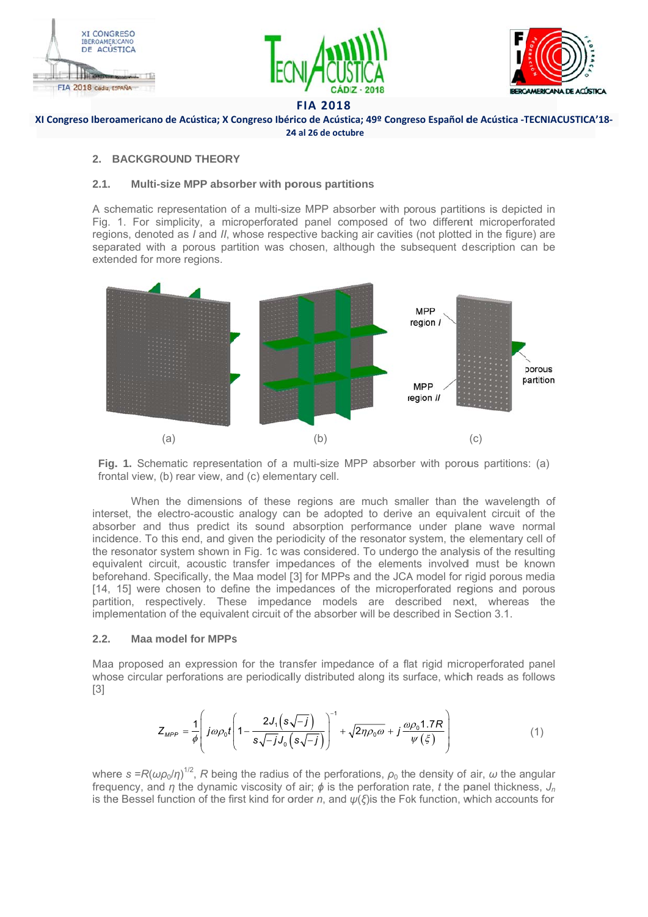## 2. BACKGROUND THEORY

### 2.1. Multi-size MPP absorber with porous partitions

A schematic representation of a multi-size MPP absorber with porous partitions is depicted in Fig. 1. For simplicity, a microperforated panel composed of two different microperforated regions, denoted as *I* and *II*, whose respective backing air cavities (not plotted in the figure) are separated with a porous partition was chosen, although the subsequent description can be extended for more regions.

**Fig. 1.** Schematic representation of a multi-size MPP absorber with porous partitions: (a) frontal view, (b) rear view, and (c) elementary cell.

When the dimensions of these regions are much smaller than the wavelength of interset, the electro-acoustic analogy can be adopted to derive an equivalent circuit of the absorber and thus predict its sound absorption performance under plane wave normal incidence. To this end, and given the periodicity of the resonator system, the elementary cell of the resonator system shown in Fig. 1c was considered. To undergo the analysis of the resulting equivalent circuit, acoustic transfer impedances of the elements involved must be known beforehand. Specifically, the Maa model [3] for MPPs and the JCA model for rigid porous media [14, 15] were chosen to define the impedances of the microperforated regions and porous partition, respectively. These impedance models are described next, whereas the implementation of the equivalent circuit of the absorber will be described in Section 3.1.

### 2.2. Maa model for MPPs

Maa proposed an expression for the transfer impedance of a flat rigid microperforated panel whose circular perforations are periodically distributed along its surface, which reads as follows [3]

$$Z_{MPP} = \frac{1}{\phi}\left( j\omega\rho_0 t\left(1-\frac{2J_1\left(s\sqrt{-j}\right)}{s\sqrt{-j}J_0\left(s\sqrt{-j}\right)}\right)^{-1} + \sqrt{2\eta\rho_0\omega} + j\frac{\omega\rho_0 1.7R}{\psi\left(\xi\right)}\right) \tag{1}$$

where $s = R(\omega\rho_0/\eta)^{1/2}$, $R$ being the radius of the perforations, $\rho_0$ the density of air, $\omega$ the angular frequency, and $\eta$ the dynamic viscosity of air; $\phi$ is the perforation rate, $t$ the panel thickness, $J_n$ is the Bessel function of the first kind for order $n$, and $\psi(\xi)$is the Fok function, which accounts for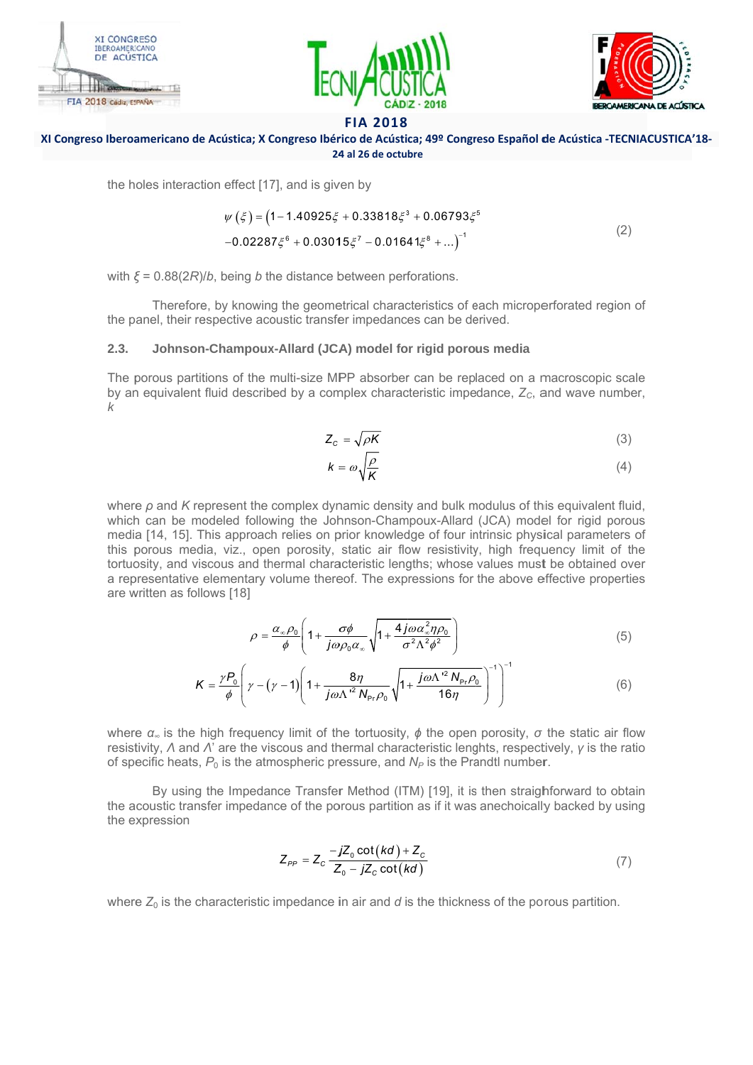the holes interaction effect [17], and is given by

$$\psi(\xi) = \left(1 - 1.40925\xi + 0.33818\xi^3 + 0.06793\xi^5 \right. \\ \left. -0.02287\xi^6 + 0.03015\xi^7 - 0.01641\xi^8 + \ldots\right)^{-1} \tag{2}$$

with $\xi = 0.88(2R)/b$, being $b$ the distance between perforations.

Therefore, by knowing the geometrical characteristics of each microperforated region of the panel, their respective acoustic transfer impedances can be derived.

### 2.3. Johnson-Champoux-Allard (JCA) model for rigid porous media

The porous partitions of the multi-size MPP absorber can be replaced on a macroscopic scale by an equivalent fluid described by a complex characteristic impedance, $Z_C$, and wave number, $k$

$$Z_C = \sqrt{\rho K} \tag{3}$$

$$k = \omega\sqrt{\frac{\rho}{K}} \tag{4}$$

where $\rho$ and $K$ represent the complex dynamic density and bulk modulus of this equivalent fluid, which can be modeled following the Johnson-Champoux-Allard (JCA) model for rigid porous media [14, 15]. This approach relies on prior knowledge of four intrinsic physical parameters of this porous media, viz., open porosity, static air flow resistivity, high frequency limit of the tortuosity, and viscous and thermal characteristic lengths; whose values must be obtained over a representative elementary volume thereof. The expressions for the above effective properties are written as follows [18]

$$\rho = \frac{\alpha_\infty \rho_0}{\phi}\left(1 + \frac{\sigma\phi}{j\omega\rho_0\alpha_\infty}\sqrt{1 + \frac{4j\omega\alpha_\infty^2\eta\rho_0}{\sigma^2\Lambda^2\phi^2}}\right) \tag{5}$$

$$K = \frac{\gamma P_0}{\phi}\left(\gamma - (\gamma - 1)\left(1 + \frac{8\eta}{j\omega\Lambda'^2 N_{Pr}\rho_0}\sqrt{1 + \frac{j\omega\Lambda'^2 N_{Pr}\rho_0}{16\eta}}\right)^{-1}\right)^{-1} \tag{6}$$

where $\alpha_\infty$ is the high frequency limit of the tortuosity, $\phi$ the open porosity, $\sigma$ the static air flow resistivity, $\Lambda$ and $\Lambda'$ are the viscous and thermal characteristic lenghts, respectively, $\gamma$ is the ratio of specific heats, $P_0$ is the atmospheric pressure, and $N_P$ is the Prandtl number.

By using the Impedance Transfer Method (ITM) [19], it is then straighforward to obtain the acoustic transfer impedance of the porous partition as if it was anechoically backed by using the expression

$$Z_{PP} = Z_C \frac{-jZ_0 \cot(kd) + Z_C}{Z_0 - jZ_C \cot(kd)} \tag{7}$$

where $Z_0$ is the characteristic impedance in air and $d$ is the thickness of the porous partition.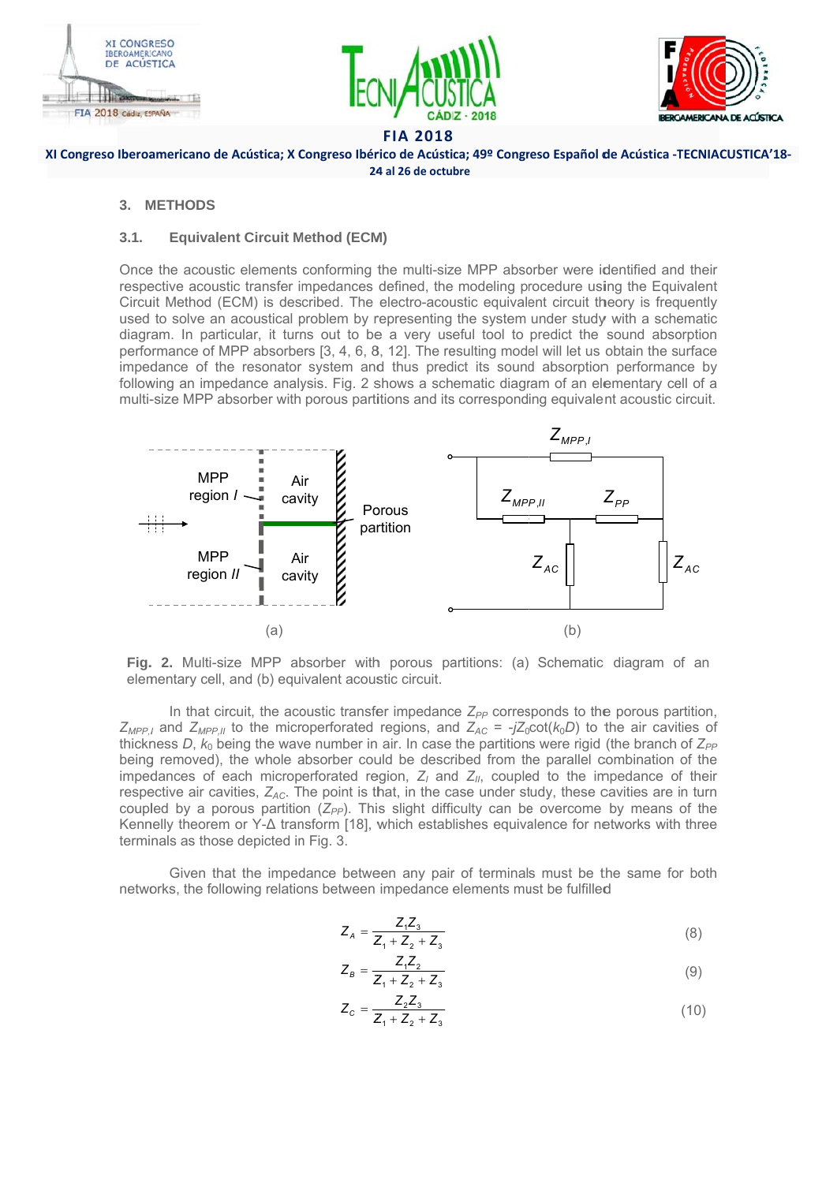## 3. METHODS

### 3.1. Equivalent Circuit Method (ECM)

Once the acoustic elements conforming the multi-size MPP absorber were identified and their respective acoustic transfer impedances defined, the modeling procedure using the Equivalent Circuit Method (ECM) is described. The electro-acoustic equivalent circuit theory is frequently used to solve an acoustical problem by representing the system under study with a schematic diagram. In particular, it turns out to be a very useful tool to predict the sound absorption performance of MPP absorbers [3, 4, 6, 8, 12]. The resulting model will let us obtain the surface impedance of the resonator system and thus predict its sound absorption performance by following an impedance analysis. Fig. 2 shows a schematic diagram of an elementary cell of a multi-size MPP absorber with porous partitions and its corresponding equivalent acoustic circuit.

**Fig. 2.** Multi-size MPP absorber with porous partitions: (a) Schematic diagram of an elementary cell, and (b) equivalent acoustic circuit.

In that circuit, the acoustic transfer impedance $Z_{PP}$ corresponds to the porous partition, $Z_{MPP,I}$ and $Z_{MPP,II}$ to the microperforated regions, and $Z_{AC} = -jZ_0\cot(k_0 D)$ to the air cavities of thickness $D$, $k_0$ being the wave number in air. In case the partitions were rigid (the branch of $Z_{PP}$ being removed), the whole absorber could be described from the parallel combination of the impedances of each microperforated region, $Z_I$ and $Z_{II}$, coupled to the impedance of their respective air cavities, $Z_{AC}$. The point is that, in the case under study, these cavities are in turn coupled by a porous partition ($Z_{PP}$). This slight difficulty can be overcome by means of the Kennelly theorem or Y-Δ transform [18], which establishes equivalence for networks with three terminals as those depicted in Fig. 3.

Given that the impedance between any pair of terminals must be the same for both networks, the following relations between impedance elements must be fulfilled

$$Z_A = \frac{Z_1 Z_3}{Z_1 + Z_2 + Z_3} \tag{8}$$

$$Z_B = \frac{Z_1 Z_2}{Z_1 + Z_2 + Z_3} \tag{9}$$

$$Z_C = \frac{Z_2 Z_3}{Z_1 + Z_2 + Z_3} \tag{10}$$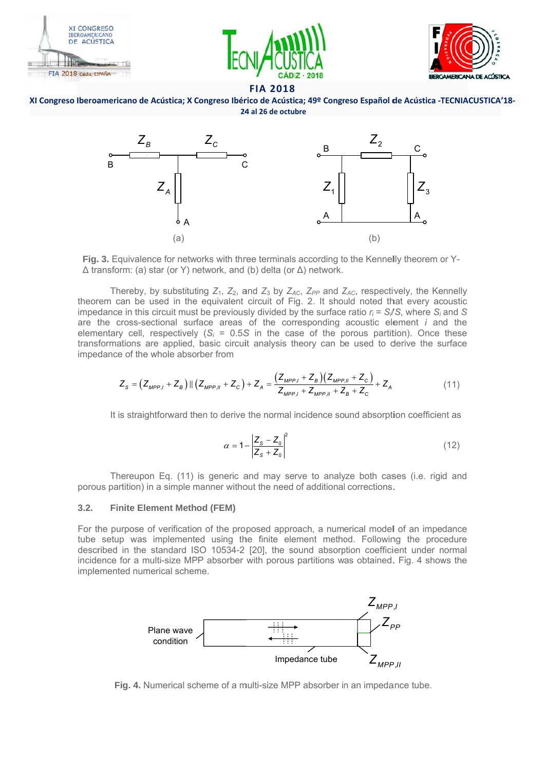Fig. 3. Equivalence for networks with three terminals according to the Kennelly theorem or Y-Δ transform: (a) star (or Y) network, and (b) delta (or Δ) network.

Thereby, by substituting $Z_1$, $Z_2$, and $Z_3$ by $Z_{AC}$, $Z_{PP}$ and $Z_{AC}$, respectively, the Kennelly theorem can be used in the equivalent circuit of Fig. 2. It should noted that every acoustic impedance in this circuit must be previously divided by the surface ratio $r_i = S_i/S$, where $S_i$ and $S$ are the cross-sectional surface areas of the corresponding acoustic element $i$ and the elementary cell, respectively ($S_i = 0.5S$ in the case of the porous partition). Once these transformations are applied, basic circuit analysis theory can be used to derive the surface impedance of the whole absorber from

$$Z_S = \left(Z_{MPP,I} + Z_B\right) \| \left(Z_{MPP,II} + Z_C\right) + Z_A = \frac{\left(Z_{MPP,I} + Z_B\right)\left(Z_{MPP,II} + Z_C\right)}{Z_{MPP,I} + Z_{MPP,II} + Z_B + Z_C} + Z_A \tag{11}$$

It is straightforward then to derive the normal incidence sound absorption coefficient as

$$\alpha = 1 - \left|\frac{Z_S - Z_0}{Z_S + Z_0}\right|^2 \tag{12}$$

Thereupon Eq. (11) is generic and may serve to analyze both cases (i.e. rigid and porous partition) in a simple manner without the need of additional corrections.

### 3.2. Finite Element Method (FEM)

For the purpose of verification of the proposed approach, a numerical model of an impedance tube setup was implemented using the finite element method. Following the procedure described in the standard ISO 10534-2 [20], the sound absorption coefficient under normal incidence for a multi-size MPP absorber with porous partitions was obtained. Fig. 4 shows the implemented numerical scheme.

Fig. 4. Numerical scheme of a multi-size MPP absorber in an impedance tube.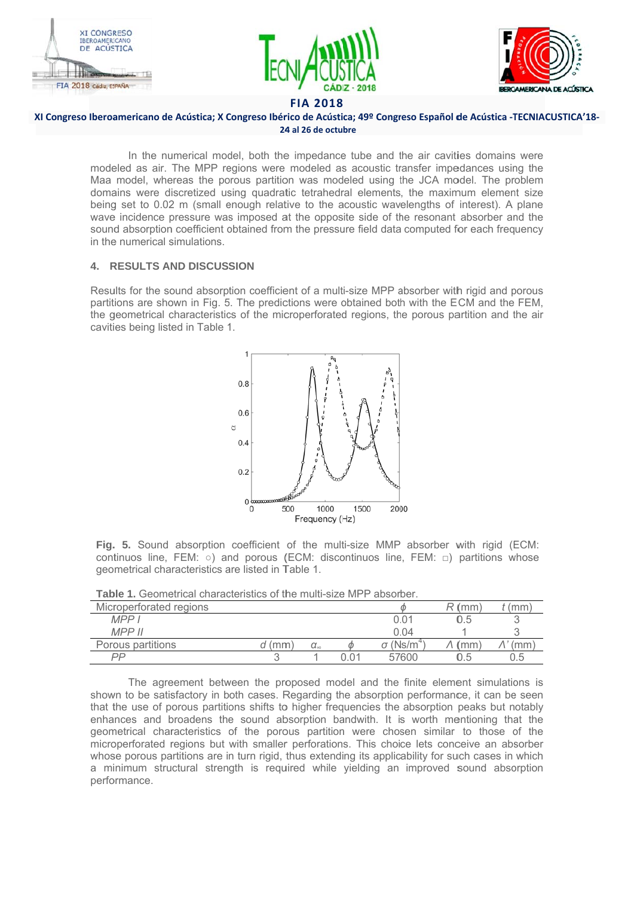In the numerical model, both the impedance tube and the air cavities domains were modeled as air. The MPP regions were modeled as acoustic transfer impedances using the Maa model, whereas the porous partition was modeled using the JCA model. The problem domains were discretized using quadratic tetrahedral elements, the maximum element size being set to 0.02 m (small enough relative to the acoustic wavelengths of interest). A plane wave incidence pressure was imposed at the opposite side of the resonant absorber and the sound absorption coefficient obtained from the pressure field data computed for each frequency in the numerical simulations.

## 4. RESULTS AND DISCUSSION

Results for the sound absorption coefficient of a multi-size MPP absorber with rigid and porous partitions are shown in Fig. 5. The predictions were obtained both with the ECM and the FEM, the geometrical characteristics of the microperforated regions, the porous partition and the air cavities being listed in Table 1.

**Fig. 5.** Sound absorption coefficient of the multi-size MMP absorber with rigid (ECM: continuos line, FEM: ○) and porous (ECM: discontinuos line, FEM: □) partitions whose geometrical characteristics are listed in Table 1.

**Table 1.** Geometrical characteristics of the multi-size MPP absorber.

| Microperforated regions | | | | $\phi$ | $R$ (mm) | $t$ (mm) |
|---|---|---|---|---|---|---|
| *MPP I* | | | | 0.01 | 0.5 | 3 |
| *MPP II* | | | | 0.04 | 1 | 3 |
| Porous partitions | $d$ (mm) | $\alpha_\infty$ | $\phi$ | $\sigma$ (Ns/m$^4$) | $\Lambda$ (mm) | $\Lambda'$ (mm) |
| *PP* | 3 | 1 | 0.01 | 57600 | 0.5 | 0.5 |

The agreement between the proposed model and the finite element simulations is shown to be satisfactory in both cases. Regarding the absorption performance, it can be seen that the use of porous partitions shifts to higher frequencies the absorption peaks but notably enhances and broadens the sound absorption bandwith. It is worth mentioning that the geometrical characteristics of the porous partition were chosen similar to those of the microperforated regions but with smaller perforations. This choice lets conceive an absorber whose porous partitions are in turn rigid, thus extending its applicability for such cases in which a minimum structural strength is required while yielding an improved sound absorption performance.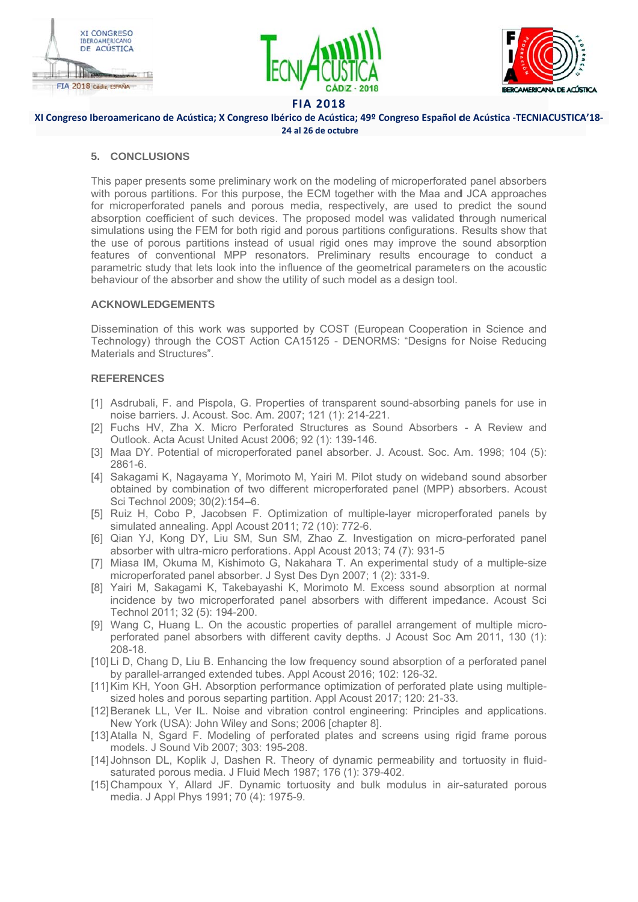## 5. CONCLUSIONS

This paper presents some preliminary work on the modeling of microperforated panel absorbers with porous partitions. For this purpose, the ECM together with the Maa and JCA approaches for microperforated panels and porous media, respectively, are used to predict the sound absorption coefficient of such devices. The proposed model was validated through numerical simulations using the FEM for both rigid and porous partitions configurations. Results show that the use of porous partitions instead of usual rigid ones may improve the sound absorption features of conventional MPP resonators. Preliminary results encourage to conduct a parametric study that lets look into the influence of the geometrical parameters on the acoustic behaviour of the absorber and show the utility of such model as a design tool.

## ACKNOWLEDGEMENTS

Dissemination of this work was supported by COST (European Cooperation in Science and Technology) through the COST Action CA15125 - DENORMS: "Designs for Noise Reducing Materials and Structures".

## REFERENCES

[1] Asdrubali, F. and Pispola, G. Properties of transparent sound-absorbing panels for use in noise barriers. J. Acoust. Soc. Am. 2007; 121 (1): 214-221.

[2] Fuchs HV, Zha X. Micro Perforated Structures as Sound Absorbers - A Review and Outlook. Acta Acust United Acust 2006; 92 (1): 139-146.

[3] Maa DY. Potential of microperforated panel absorber. J. Acoust. Soc. Am. 1998; 104 (5): 2861-6.

[4] Sakagami K, Nagayama Y, Morimoto M, Yairi M. Pilot study on wideband sound absorber obtained by combination of two different microperforated panel (MPP) absorbers. Acoust Sci Technol 2009; 30(2):154–6.

[5] Ruiz H, Cobo P, Jacobsen F. Optimization of multiple-layer microperforated panels by simulated annealing. Appl Acoust 2011; 72 (10): 772-6.

[6] Qian YJ, Kong DY, Liu SM, Sun SM, Zhao Z. Investigation on micro-perforated panel absorber with ultra-micro perforations. Appl Acoust 2013; 74 (7): 931-5

[7] Miasa IM, Okuma M, Kishimoto G, Nakahara T. An experimental study of a multiple-size microperforated panel absorber. J Syst Des Dyn 2007; 1 (2): 331-9.

[8] Yairi M, Sakagami K, Takebayashi K, Morimoto M. Excess sound absorption at normal incidence by two microperforated panel absorbers with different impedance. Acoust Sci Technol 2011; 32 (5): 194-200.

[9] Wang C, Huang L. On the acoustic properties of parallel arrangement of multiple micro-perforated panel absorbers with different cavity depths. J Acoust Soc Am 2011, 130 (1): 208-18.

[10] Li D, Chang D, Liu B. Enhancing the low frequency sound absorption of a perforated panel by parallel-arranged extended tubes. Appl Acoust 2016; 102: 126-32.

[11] Kim KH, Yoon GH. Absorption performance optimization of perforated plate using multiple-sized holes and porous separting partition. Appl Acoust 2017; 120: 21-33.

[12] Beranek LL, Ver IL. Noise and vibration control engineering: Principles and applications. New York (USA): John Wiley and Sons; 2006 [chapter 8].

[13] Atalla N, Sgard F. Modeling of perforated plates and screens using rigid frame porous models. J Sound Vib 2007; 303: 195-208.

[14] Johnson DL, Koplik J, Dashen R. Theory of dynamic permeability and tortuosity in fluid-saturated porous media. J Fluid Mech 1987; 176 (1): 379-402.

[15] Champoux Y, Allard JF. Dynamic tortuosity and bulk modulus in air-saturated porous media. J Appl Phys 1991; 70 (4): 1975-9.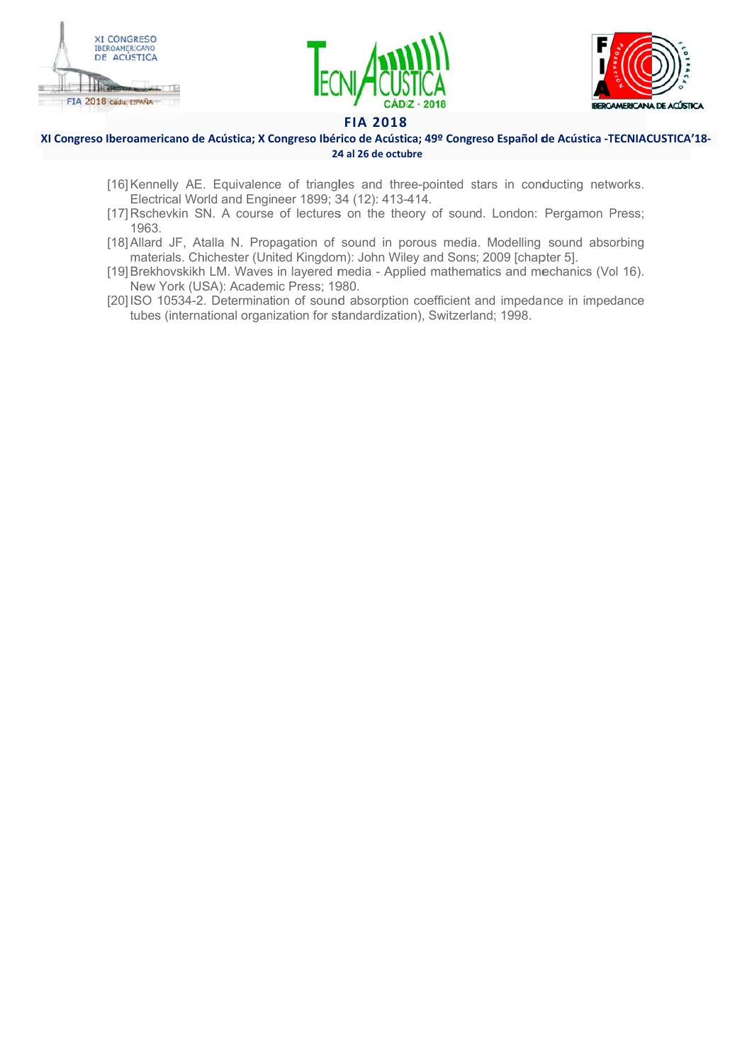[16] Kennelly AE. Equivalence of triangles and three-pointed stars in conducting networks. Electrical World and Engineer 1899; 34 (12): 413-414.

[17] Rschevkin SN. A course of lectures on the theory of sound. London: Pergamon Press; 1963.

[18] Allard JF, Atalla N. Propagation of sound in porous media. Modelling sound absorbing materials. Chichester (United Kingdom): John Wiley and Sons; 2009 [chapter 5].

[19] Brekhovskikh LM. Waves in layered media - Applied mathematics and mechanics (Vol 16). New York (USA): Academic Press; 1980.

[20] ISO 10534-2. Determination of sound absorption coefficient and impedance in impedance tubes (international organization for standardization), Switzerland; 1998.